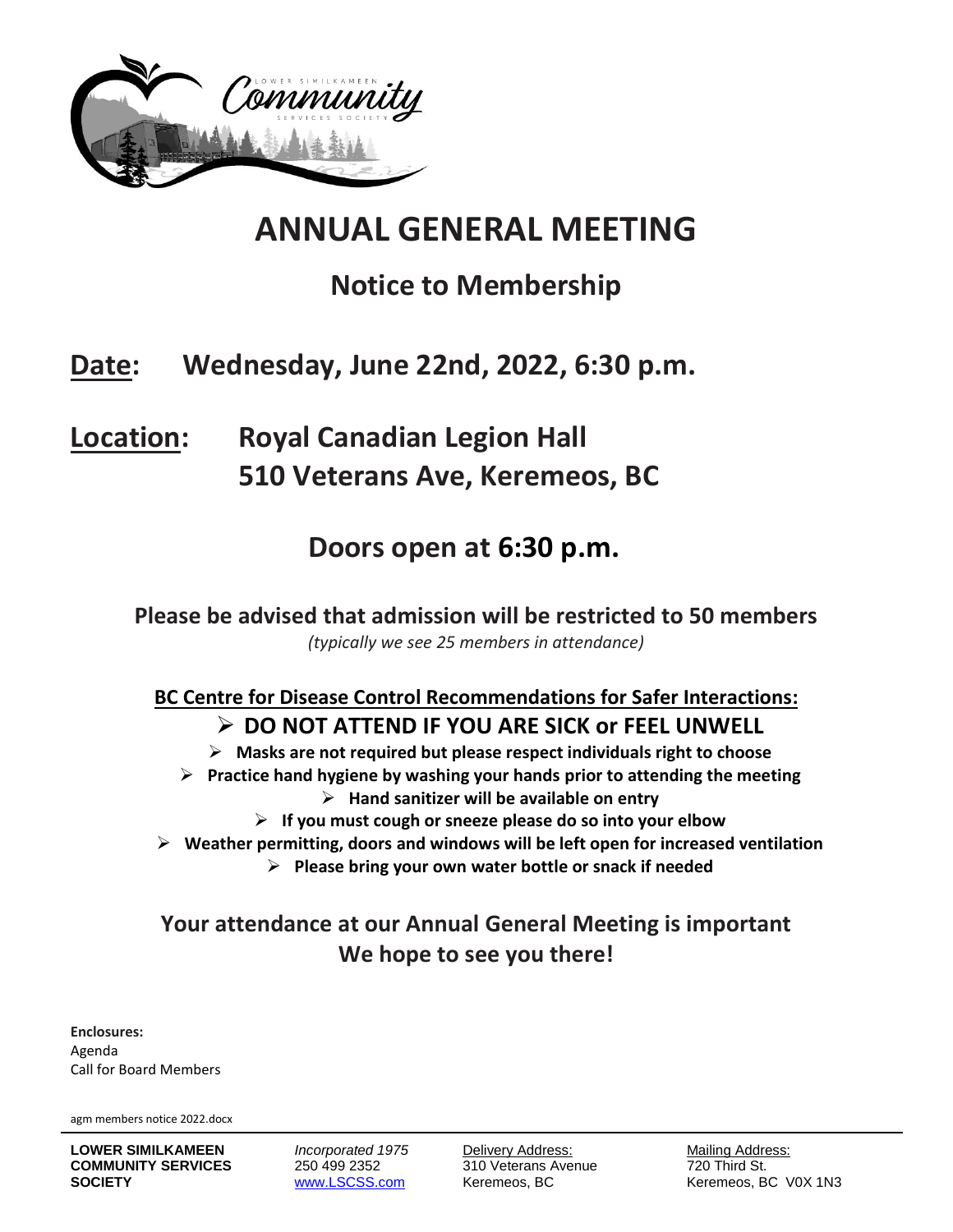# ANNUAL GENERAL MEETING

## Notice to Membership

## Date: Wednesday, June 22nd, 2022, 6:30 p.m.

## Location: Royal Canadian Legion Hall
## 510 Veterans Ave, Keremeos, BC

## Doors open at 6:30 p.m.

**Please be advised that admission will be restricted to 50 members**

*(typically we see 25 members in attendance)*

**BC Centre for Disease Control Recommendations for Safer Interactions:**

- **DO NOT ATTEND IF YOU ARE SICK or FEEL UNWELL**
- **Masks are not required but please respect individuals right to choose**
- **Practice hand hygiene by washing your hands prior to attending the meeting**
- **Hand sanitizer will be available on entry**
- **If you must cough or sneeze please do so into your elbow**
- **Weather permitting, doors and windows will be left open for increased ventilation**
- **Please bring your own water bottle or snack if needed**

**Your attendance at our Annual General Meeting is important**
**We hope to see you there!**

**Enclosures:**
Agenda
Call for Board Members

agm members notice 2022.docx

**LOWER SIMILKAMEEN COMMUNITY SERVICES SOCIETY**

*Incorporated 1975*
250 499 2352
www.LSCSS.com

Delivery Address:
310 Veterans Avenue
Keremeos, BC

Mailing Address:
720 Third St.
Keremeos, BC V0X 1N3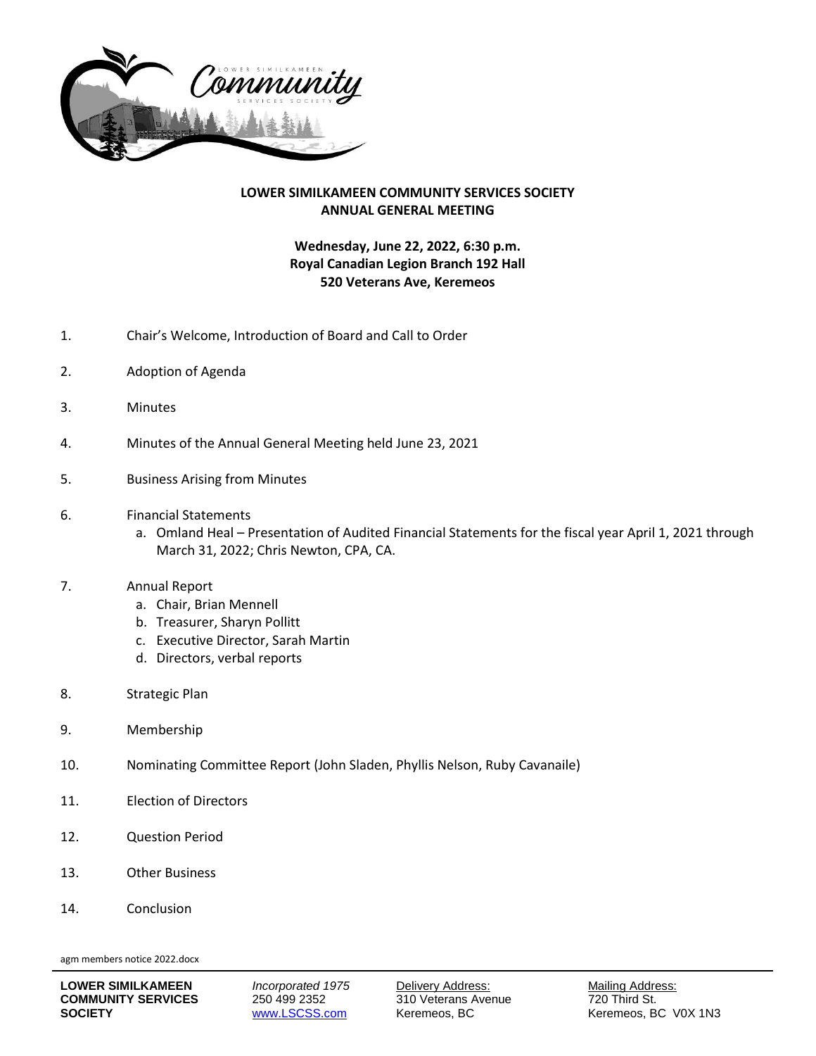## LOWER SIMILKAMEEN COMMUNITY SERVICES SOCIETY
## ANNUAL GENERAL MEETING

**Wednesday, June 22, 2022, 6:30 p.m.**
**Royal Canadian Legion Branch 192 Hall**
**520 Veterans Ave, Keremeos**

1. Chair's Welcome, Introduction of Board and Call to Order

2. Adoption of Agenda

3. Minutes

4. Minutes of the Annual General Meeting held June 23, 2021

5. Business Arising from Minutes

6. Financial Statements
   a. Omland Heal – Presentation of Audited Financial Statements for the fiscal year April 1, 2021 through March 31, 2022; Chris Newton, CPA, CA.

7. Annual Report
   a. Chair, Brian Mennell
   b. Treasurer, Sharyn Pollitt
   c. Executive Director, Sarah Martin
   d. Directors, verbal reports

8. Strategic Plan

9. Membership

10. Nominating Committee Report (John Sladen, Phyllis Nelson, Ruby Cavanaile)

11. Election of Directors

12. Question Period

13. Other Business

14. Conclusion

agm members notice 2022.docx

**LOWER SIMILKAMEEN COMMUNITY SERVICES SOCIETY**

*Incorporated 1975*
250 499 2352
www.LSCSS.com

Delivery Address:
310 Veterans Avenue
Keremeos, BC

Mailing Address:
720 Third St.
Keremeos, BC V0X 1N3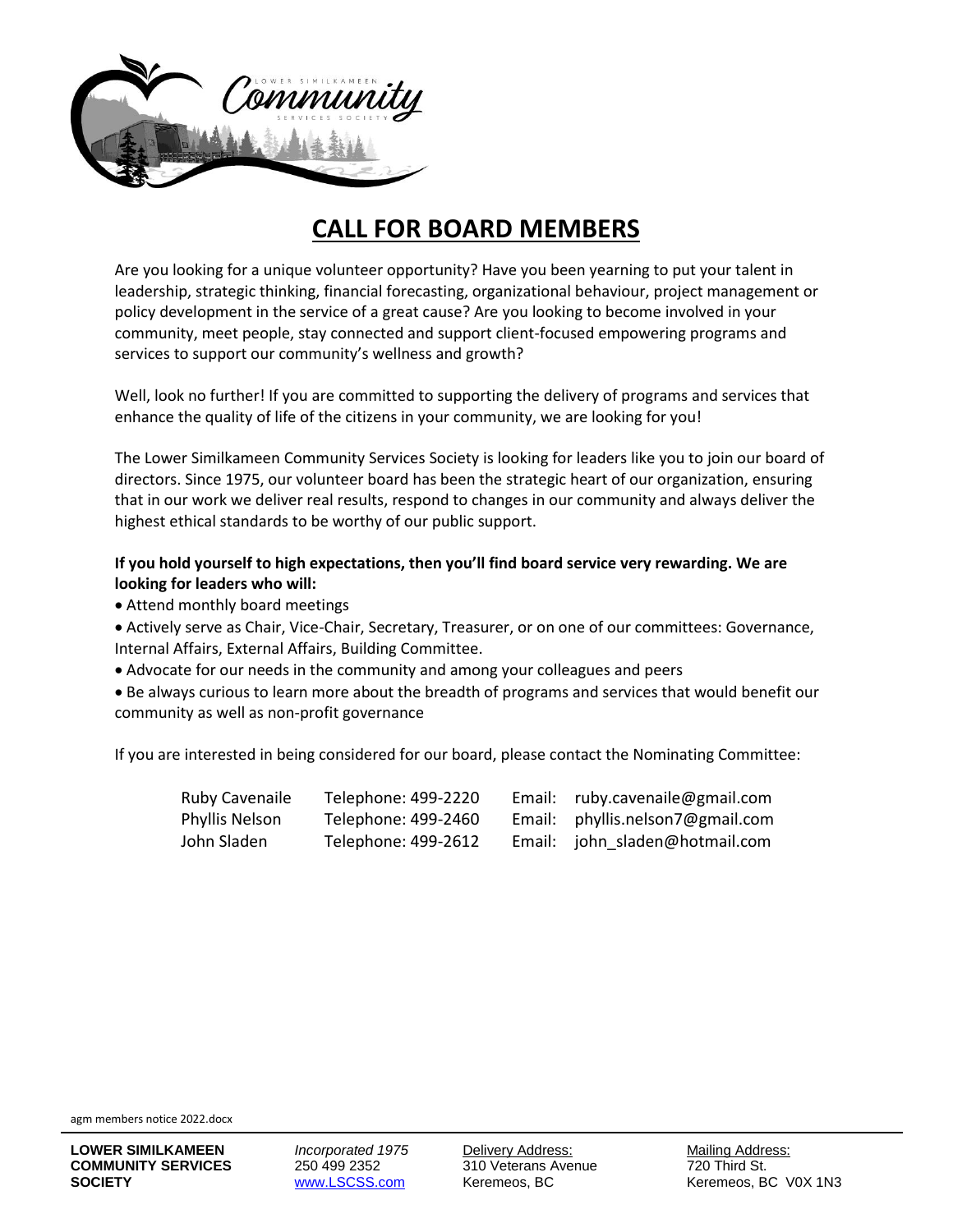# CALL FOR BOARD MEMBERS

Are you looking for a unique volunteer opportunity? Have you been yearning to put your talent in leadership, strategic thinking, financial forecasting, organizational behaviour, project management or policy development in the service of a great cause? Are you looking to become involved in your community, meet people, stay connected and support client-focused empowering programs and services to support our community's wellness and growth?

Well, look no further! If you are committed to supporting the delivery of programs and services that enhance the quality of life of the citizens in your community, we are looking for you!

The Lower Similkameen Community Services Society is looking for leaders like you to join our board of directors. Since 1975, our volunteer board has been the strategic heart of our organization, ensuring that in our work we deliver real results, respond to changes in our community and always deliver the highest ethical standards to be worthy of our public support.

**If you hold yourself to high expectations, then you'll find board service very rewarding. We are looking for leaders who will:**

- Attend monthly board meetings
- Actively serve as Chair, Vice-Chair, Secretary, Treasurer, or on one of our committees: Governance, Internal Affairs, External Affairs, Building Committee.
- Advocate for our needs in the community and among your colleagues and peers
- Be always curious to learn more about the breadth of programs and services that would benefit our community as well as non-profit governance

If you are interested in being considered for our board, please contact the Nominating Committee:

| | | |
|---|---|---|
| Ruby Cavenaile | Telephone: 499-2220 | Email: ruby.cavenaile@gmail.com |
| Phyllis Nelson | Telephone: 499-2460 | Email: phyllis.nelson7@gmail.com |
| John Sladen | Telephone: 499-2612 | Email: john_sladen@hotmail.com |

agm members notice 2022.docx

**LOWER SIMILKAMEEN COMMUNITY SERVICES SOCIETY**

*Incorporated 1975*
250 499 2352
www.LSCSS.com

Delivery Address:
310 Veterans Avenue
Keremeos, BC

Mailing Address:
720 Third St.
Keremeos, BC V0X 1N3